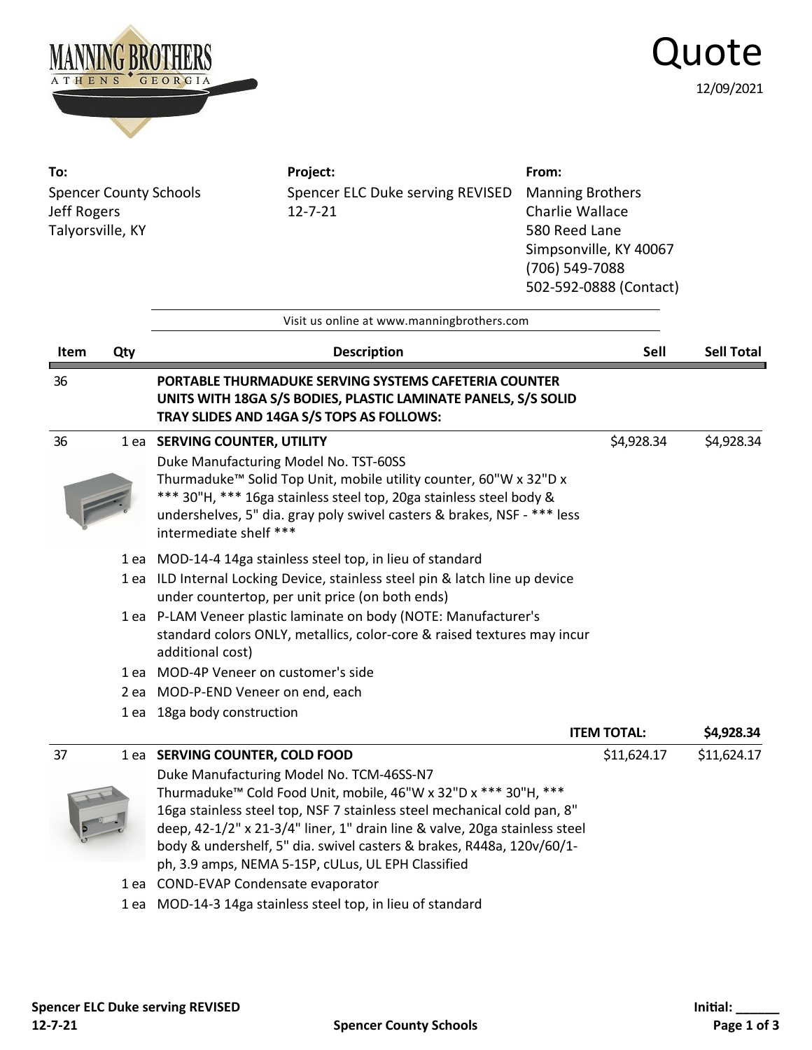# Quote

12/09/2021

**To:**
Spencer County Schools
Jeff Rogers
Talyorsville, KY

**Project:**
Spencer ELC Duke serving REVISED 12-7-21

**From:**
Manning Brothers
Charlie Wallace
580 Reed Lane
Simpsonville, KY 40067
(706) 549-7088
502-592-0888 (Contact)

Visit us online at www.manningbrothers.com

| Item | Qty | Description | Sell | Sell Total |
|---|---|---|---|---|
| 36 | | **PORTABLE THURMADUKE SERVING SYSTEMS CAFETERIA COUNTER UNITS WITH 18GA S/S BODIES, PLASTIC LAMINATE PANELS, S/S SOLID TRAY SLIDES AND 14GA S/S TOPS AS FOLLOWS:** | | |
| 36 | 1 ea | **SERVING COUNTER, UTILITY** Duke Manufacturing Model No. TST-60SS Thurmaduke™ Solid Top Unit, mobile utility counter, 60"W x 32"D x *** 30"H, *** 16ga stainless steel top, 20ga stainless steel body & undershelves, 5" dia. gray poly swivel casters & brakes, NSF - *** less intermediate shelf *** | $4,928.34 | $4,928.34 |
| | 1 ea | MOD-14-4 14ga stainless steel top, in lieu of standard | | |
| | 1 ea | ILD Internal Locking Device, stainless steel pin & latch line up device under countertop, per unit price (on both ends) | | |
| | 1 ea | P-LAM Veneer plastic laminate on body (NOTE: Manufacturer's standard colors ONLY, metallics, color-core & raised textures may incur additional cost) | | |
| | 1 ea | MOD-4P Veneer on customer's side | | |
| | 2 ea | MOD-P-END Veneer on end, each | | |
| | 1 ea | 18ga body construction | | |
| | | | **ITEM TOTAL:** | **$4,928.34** |
| 37 | 1 ea | **SERVING COUNTER, COLD FOOD** Duke Manufacturing Model No. TCM-46SS-N7 Thurmaduke™ Cold Food Unit, mobile, 46"W x 32"D x *** 30"H, *** 16ga stainless steel top, NSF 7 stainless steel mechanical cold pan, 8" deep, 42-1/2" x 21-3/4" liner, 1" drain line & valve, 20ga stainless steel body & undershelf, 5" dia. swivel casters & brakes, R448a, 120v/60/1-ph, 3.9 amps, NEMA 5-15P, cULus, UL EPH Classified | $11,624.17 | $11,624.17 |
| | 1 ea | COND-EVAP Condensate evaporator | | |
| | 1 ea | MOD-14-3 14ga stainless steel top, in lieu of standard | | |

Initial: ______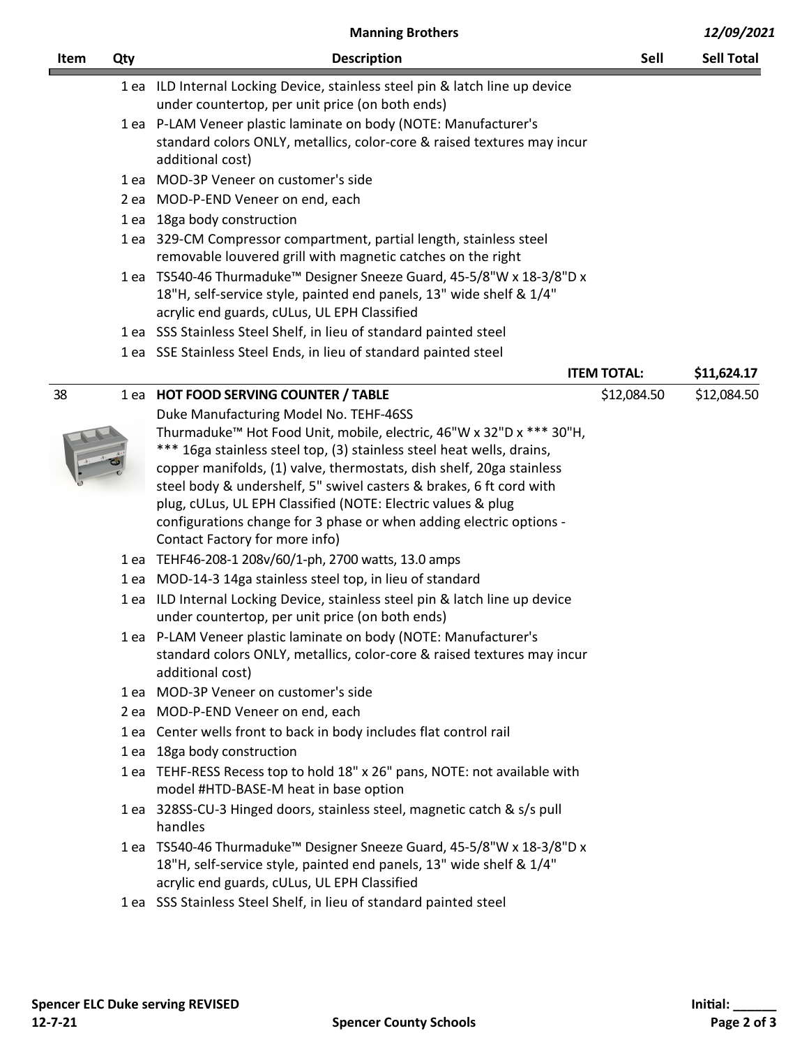| Item | Qty | Description | Sell | Sell Total |
|---|---|---|---|---|
| | 1 ea | ILD Internal Locking Device, stainless steel pin & latch line up device under countertop, per unit price (on both ends) | | |
| | 1 ea | P-LAM Veneer plastic laminate on body (NOTE: Manufacturer's standard colors ONLY, metallics, color-core & raised textures may incur additional cost) | | |
| | 1 ea | MOD-3P Veneer on customer's side | | |
| | 2 ea | MOD-P-END Veneer on end, each | | |
| | 1 ea | 18ga body construction | | |
| | 1 ea | 329-CM Compressor compartment, partial length, stainless steel removable louvered grill with magnetic catches on the right | | |
| | 1 ea | TS540-46 Thurmaduke™ Designer Sneeze Guard, 45-5/8"W x 18-3/8"D x 18"H, self-service style, painted end panels, 13" wide shelf & 1/4" acrylic end guards, cULus, UL EPH Classified | | |
| | 1 ea | SSS Stainless Steel Shelf, in lieu of standard painted steel | | |
| | 1 ea | SSE Stainless Steel Ends, in lieu of standard painted steel | | |
| | | | **ITEM TOTAL:** | **$11,624.17** |
| 38 | 1 ea | **HOT FOOD SERVING COUNTER / TABLE**<br>Duke Manufacturing Model No. TEHF-46SS<br>Thurmaduke™ Hot Food Unit, mobile, electric, 46"W x 32"D x *** 30"H, *** 16ga stainless steel top, (3) stainless steel heat wells, drains, copper manifolds, (1) valve, thermostats, dish shelf, 20ga stainless steel body & undershelf, 5" swivel casters & brakes, 6 ft cord with plug, cULus, UL EPH Classified (NOTE: Electric values & plug configurations change for 3 phase or when adding electric options - Contact Factory for more info) | $12,084.50 | $12,084.50 |
| | 1 ea | TEHF46-208-1 208v/60/1-ph, 2700 watts, 13.0 amps | | |
| | 1 ea | MOD-14-3 14ga stainless steel top, in lieu of standard | | |
| | 1 ea | ILD Internal Locking Device, stainless steel pin & latch line up device under countertop, per unit price (on both ends) | | |
| | 1 ea | P-LAM Veneer plastic laminate on body (NOTE: Manufacturer's standard colors ONLY, metallics, color-core & raised textures may incur additional cost) | | |
| | 1 ea | MOD-3P Veneer on customer's side | | |
| | 2 ea | MOD-P-END Veneer on end, each | | |
| | 1 ea | Center wells front to back in body includes flat control rail | | |
| | 1 ea | 18ga body construction | | |
| | 1 ea | TEHF-RESS Recess top to hold 18" x 26" pans, NOTE: not available with model #HTD-BASE-M heat in base option | | |
| | 1 ea | 328SS-CU-3 Hinged doors, stainless steel, magnetic catch & s/s pull handles | | |
| | 1 ea | TS540-46 Thurmaduke™ Designer Sneeze Guard, 45-5/8"W x 18-3/8"D x 18"H, self-service style, painted end panels, 13" wide shelf & 1/4" acrylic end guards, cULus, UL EPH Classified | | |
| | 1 ea | SSS Stainless Steel Shelf, in lieu of standard painted steel | | |

Initial: ______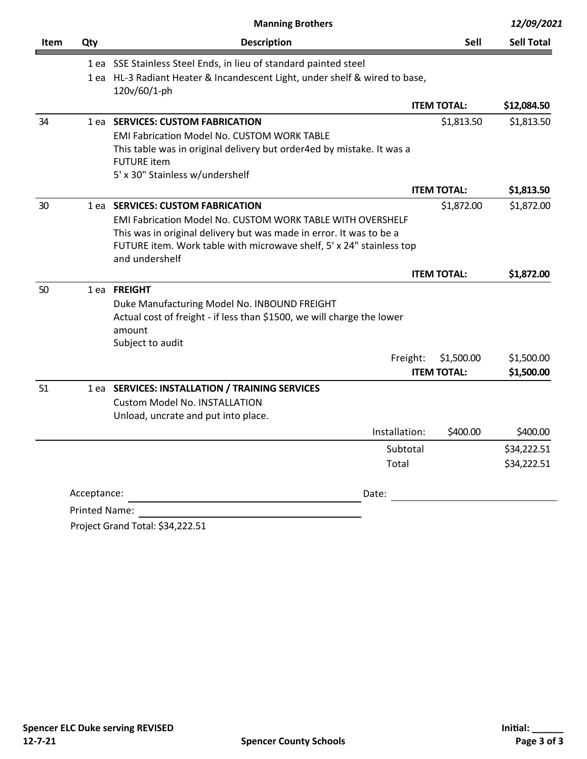| Item | Qty | Description | Sell | Sell Total |
|---|---|---|---|---|
| | 1 ea | SSE Stainless Steel Ends, in lieu of standard painted steel | | |
| | 1 ea | HL-3 Radiant Heater & Incandescent Light, under shelf & wired to base, 120v/60/1-ph | | |
| | | | **ITEM TOTAL:** | **$12,084.50** |
| 34 | 1 ea | **SERVICES: CUSTOM FABRICATION**<br>EMI Fabrication Model No. CUSTOM WORK TABLE<br>This table was in original delivery but order4ed by mistake. It was a FUTURE item<br>5' x 30" Stainless w/undershelf | $1,813.50 | $1,813.50 |
| | | | **ITEM TOTAL:** | **$1,813.50** |
| 30 | 1 ea | **SERVICES: CUSTOM FABRICATION**<br>EMI Fabrication Model No. CUSTOM WORK TABLE WITH OVERSHELF<br>This was in original delivery but was made in error. It was to be a FUTURE item. Work table with microwave shelf, 5' x 24" stainless top and undershelf | $1,872.00 | $1,872.00 |
| | | | **ITEM TOTAL:** | **$1,872.00** |
| 50 | 1 ea | **FREIGHT**<br>Duke Manufacturing Model No. INBOUND FREIGHT<br>Actual cost of freight - if less than $1500, we will charge the lower amount<br>Subject to audit | | |
| | | Freight: | $1,500.00 | $1,500.00 |
| | | | **ITEM TOTAL:** | **$1,500.00** |
| 51 | 1 ea | **SERVICES: INSTALLATION / TRAINING SERVICES**<br>Custom Model No. INSTALLATION<br>Unload, uncrate and put into place. | | |
| | | Installation: | $400.00 | $400.00 |
| | | Subtotal | | $34,222.51 |
| | | Total | | $34,222.51 |

Acceptance: ______________________ Date: ______________________

Printed Name: ______________________

Project Grand Total: $34,222.51

**Spencer ELC Duke serving REVISED**
**12-7-21**

**Spencer County Schools**

**Initial: ______**